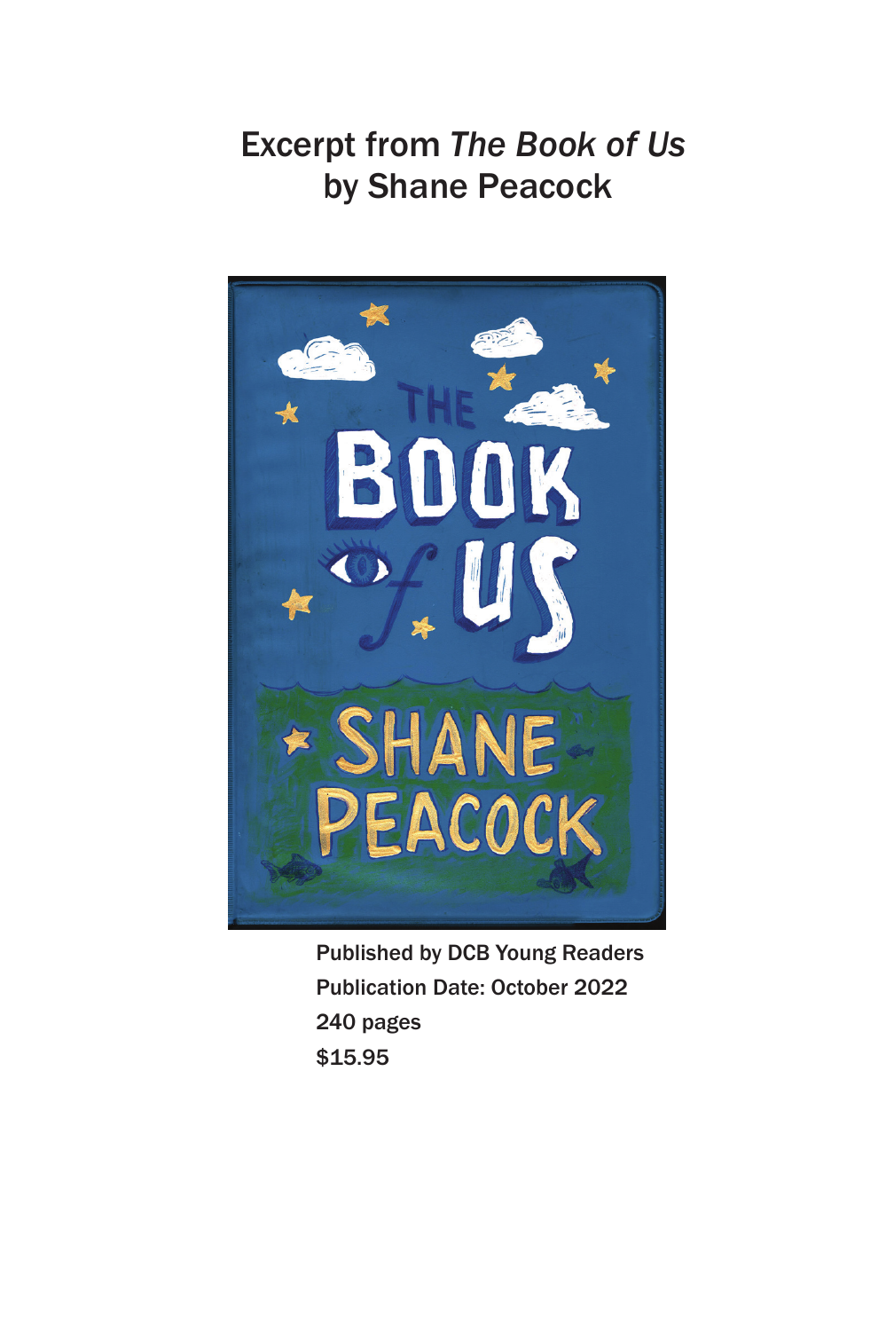# Excerpt from *The Book of Us* by Shane Peacock

Published by DCB Young Readers
Publication Date: October 2022
240 pages
$15.95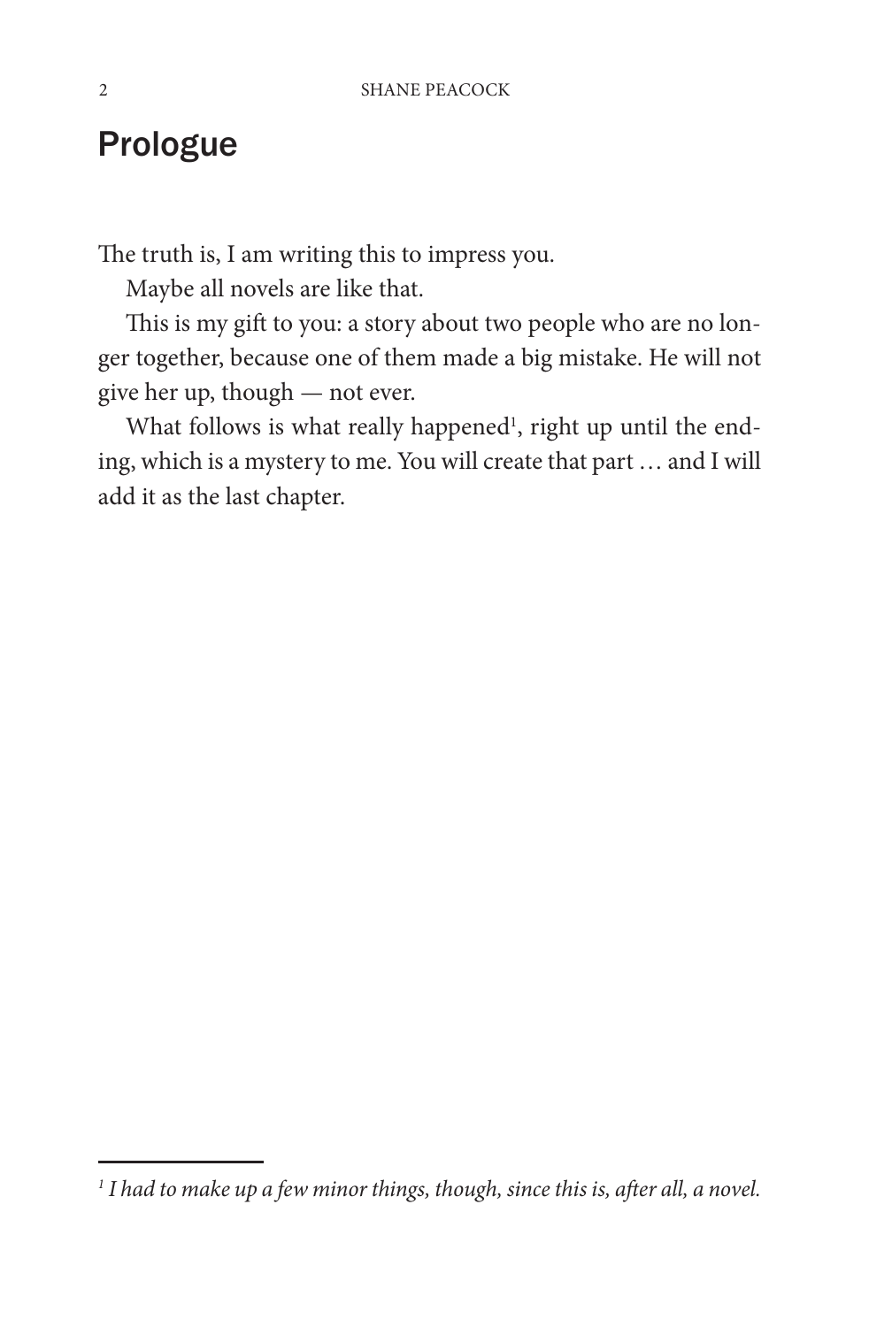# Prologue

The truth is, I am writing this to impress you.

Maybe all novels are like that.

This is my gift to you: a story about two people who are no longer together, because one of them made a big mistake. He will not give her up, though — not ever.

What follows is what really happened[1], right up until the ending, which is a mystery to me. You will create that part … and I will add it as the last chapter.

---

[1] *I had to make up a few minor things, though, since this is, after all, a novel.*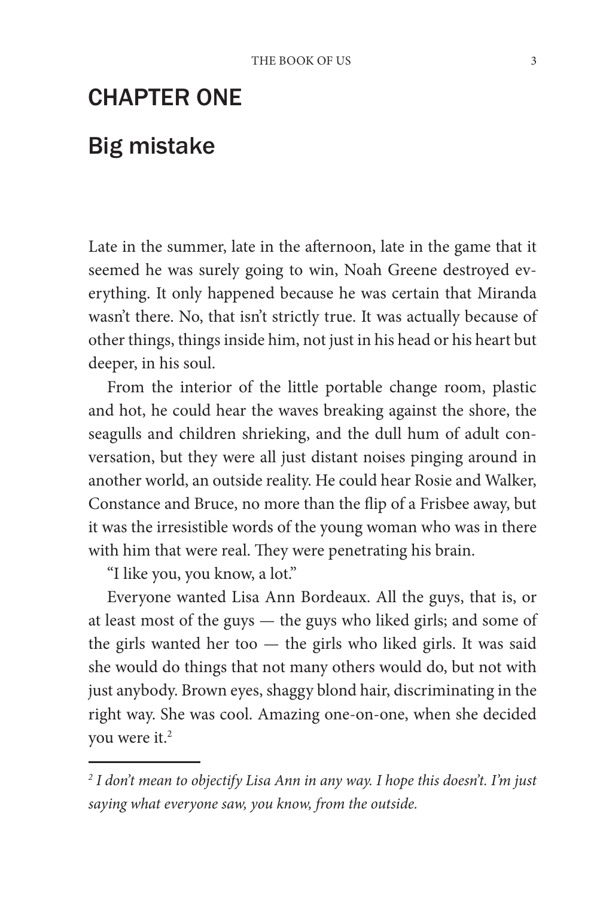# CHAPTER ONE

## Big mistake

Late in the summer, late in the afternoon, late in the game that it seemed he was surely going to win, Noah Greene destroyed everything. It only happened because he was certain that Miranda wasn't there. No, that isn't strictly true. It was actually because of other things, things inside him, not just in his head or his heart but deeper, in his soul.

From the interior of the little portable change room, plastic and hot, he could hear the waves breaking against the shore, the seagulls and children shrieking, and the dull hum of adult conversation, but they were all just distant noises pinging around in another world, an outside reality. He could hear Rosie and Walker, Constance and Bruce, no more than the flip of a Frisbee away, but it was the irresistible words of the young woman who was in there with him that were real. They were penetrating his brain.

"I like you, you know, a lot."

Everyone wanted Lisa Ann Bordeaux. All the guys, that is, or at least most of the guys — the guys who liked girls; and some of the girls wanted her too — the girls who liked girls. It was said she would do things that not many others would do, but not with just anybody. Brown eyes, shaggy blond hair, discriminating in the right way. She was cool. Amazing one-on-one, when she decided you were it.[2]

---

[2] *I don't mean to objectify Lisa Ann in any way. I hope this doesn't. I'm just saying what everyone saw, you know, from the outside.*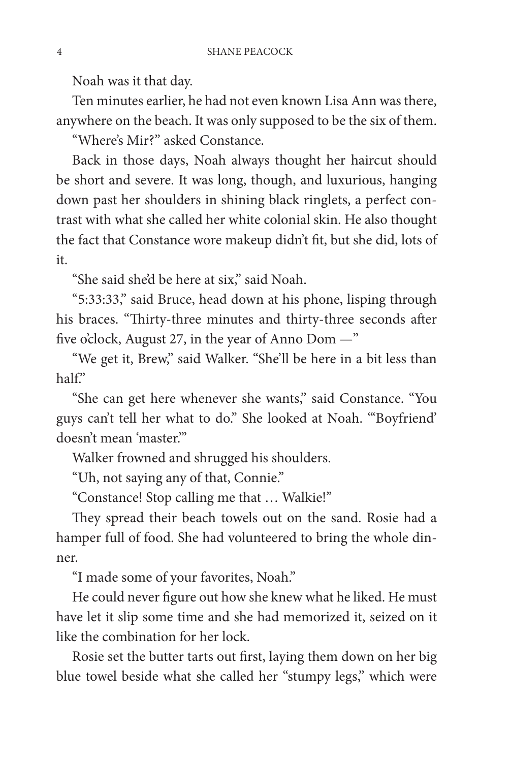Noah was it that day.

Ten minutes earlier, he had not even known Lisa Ann was there, anywhere on the beach. It was only supposed to be the six of them.

"Where's Mir?" asked Constance.

Back in those days, Noah always thought her haircut should be short and severe. It was long, though, and luxurious, hanging down past her shoulders in shining black ringlets, a perfect contrast with what she called her white colonial skin. He also thought the fact that Constance wore makeup didn't fit, but she did, lots of it.

"She said she'd be here at six," said Noah.

"5:33:33," said Bruce, head down at his phone, lisping through his braces. "Thirty-three minutes and thirty-three seconds after five o'clock, August 27, in the year of Anno Dom —"

"We get it, Brew," said Walker. "She'll be here in a bit less than half."

"She can get here whenever she wants," said Constance. "You guys can't tell her what to do." She looked at Noah. "'Boyfriend' doesn't mean 'master.'"

Walker frowned and shrugged his shoulders.

"Uh, not saying any of that, Connie."

"Constance! Stop calling me that … Walkie!"

They spread their beach towels out on the sand. Rosie had a hamper full of food. She had volunteered to bring the whole dinner.

"I made some of your favorites, Noah."

He could never figure out how she knew what he liked. He must have let it slip some time and she had memorized it, seized on it like the combination for her lock.

Rosie set the butter tarts out first, laying them down on her big blue towel beside what she called her "stumpy legs," which were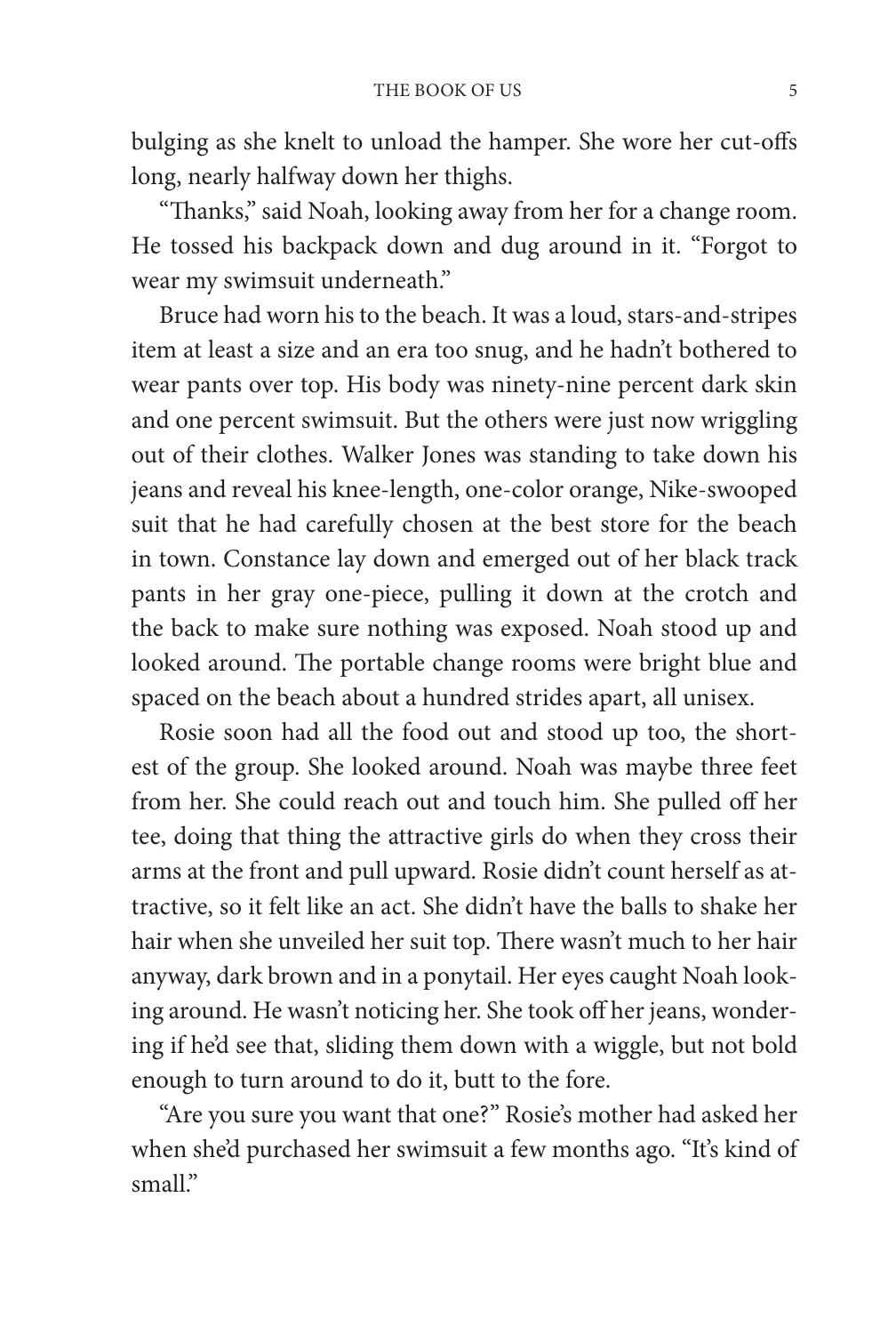bulging as she knelt to unload the hamper. She wore her cut-offs long, nearly halfway down her thighs.

"Thanks," said Noah, looking away from her for a change room. He tossed his backpack down and dug around in it. "Forgot to wear my swimsuit underneath."

Bruce had worn his to the beach. It was a loud, stars-and-stripes item at least a size and an era too snug, and he hadn't bothered to wear pants over top. His body was ninety-nine percent dark skin and one percent swimsuit. But the others were just now wriggling out of their clothes. Walker Jones was standing to take down his jeans and reveal his knee-length, one-color orange, Nike-swooped suit that he had carefully chosen at the best store for the beach in town. Constance lay down and emerged out of her black track pants in her gray one-piece, pulling it down at the crotch and the back to make sure nothing was exposed. Noah stood up and looked around. The portable change rooms were bright blue and spaced on the beach about a hundred strides apart, all unisex.

Rosie soon had all the food out and stood up too, the shortest of the group. She looked around. Noah was maybe three feet from her. She could reach out and touch him. She pulled off her tee, doing that thing the attractive girls do when they cross their arms at the front and pull upward. Rosie didn't count herself as attractive, so it felt like an act. She didn't have the balls to shake her hair when she unveiled her suit top. There wasn't much to her hair anyway, dark brown and in a ponytail. Her eyes caught Noah looking around. He wasn't noticing her. She took off her jeans, wondering if he'd see that, sliding them down with a wiggle, but not bold enough to turn around to do it, butt to the fore.

"Are you sure you want that one?" Rosie's mother had asked her when she'd purchased her swimsuit a few months ago. "It's kind of small."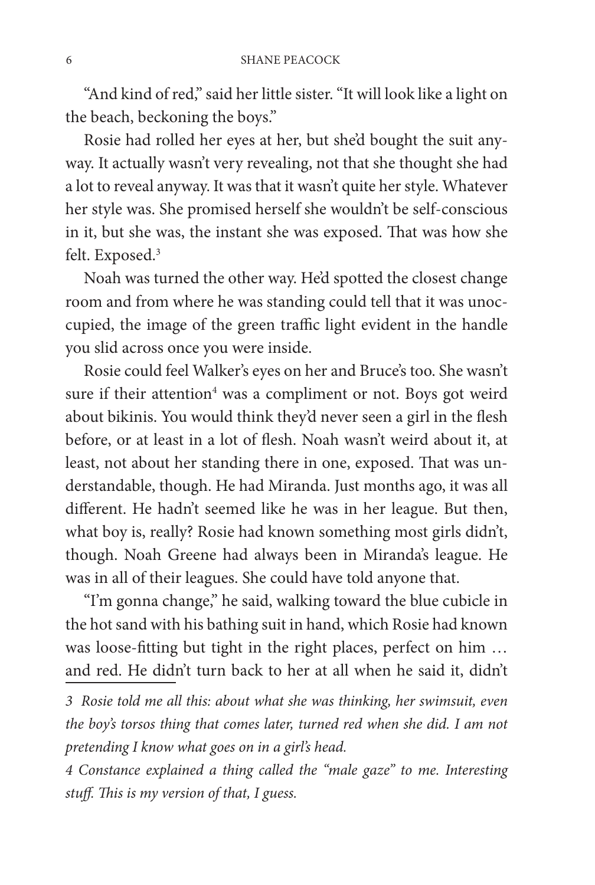"And kind of red," said her little sister. "It will look like a light on the beach, beckoning the boys."

Rosie had rolled her eyes at her, but she'd bought the suit anyway. It actually wasn't very revealing, not that she thought she had a lot to reveal anyway. It was that it wasn't quite her style. Whatever her style was. She promised herself she wouldn't be self-conscious in it, but she was, the instant she was exposed. That was how she felt. Exposed.[3]

Noah was turned the other way. He'd spotted the closest change room and from where he was standing could tell that it was unoccupied, the image of the green traffic light evident in the handle you slid across once you were inside.

Rosie could feel Walker's eyes on her and Bruce's too. She wasn't sure if their attention[4] was a compliment or not. Boys got weird about bikinis. You would think they'd never seen a girl in the flesh before, or at least in a lot of flesh. Noah wasn't weird about it, at least, not about her standing there in one, exposed. That was understandable, though. He had Miranda. Just months ago, it was all different. He hadn't seemed like he was in her league. But then, what boy is, really? Rosie had known something most girls didn't, though. Noah Greene had always been in Miranda's league. He was in all of their leagues. She could have told anyone that.

"I'm gonna change," he said, walking toward the blue cubicle in the hot sand with his bathing suit in hand, which Rosie had known was loose-fitting but tight in the right places, perfect on him … and red. He didn't turn back to her at all when he said it, didn't

---

*3 Rosie told me all this: about what she was thinking, her swimsuit, even the boy's torsos thing that comes later, turned red when she did. I am not pretending I know what goes on in a girl's head.*

*4 Constance explained a thing called the "male gaze" to me. Interesting stuff. This is my version of that, I guess.*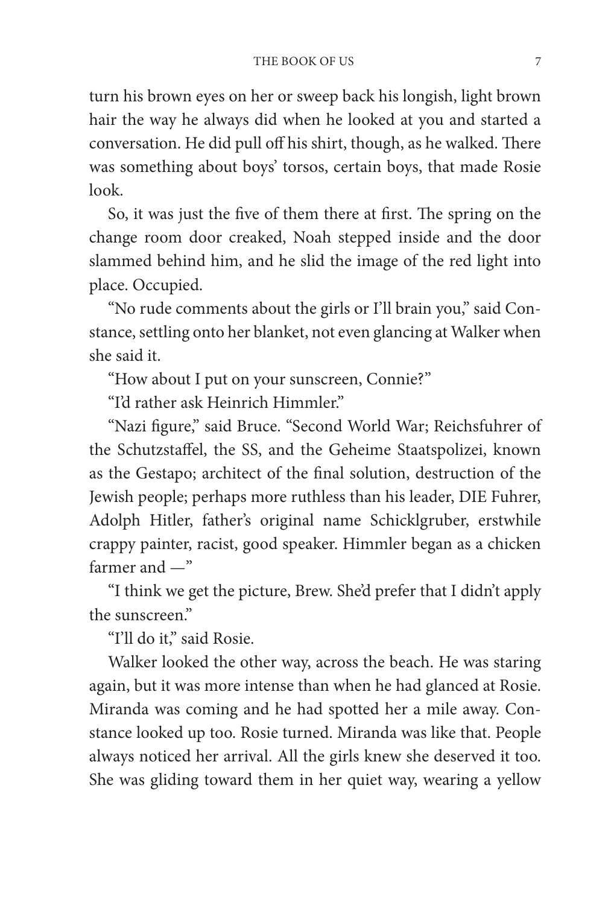turn his brown eyes on her or sweep back his longish, light brown hair the way he always did when he looked at you and started a conversation. He did pull off his shirt, though, as he walked. There was something about boys' torsos, certain boys, that made Rosie look.

So, it was just the five of them there at first. The spring on the change room door creaked, Noah stepped inside and the door slammed behind him, and he slid the image of the red light into place. Occupied.

"No rude comments about the girls or I'll brain you," said Constance, settling onto her blanket, not even glancing at Walker when she said it.

"How about I put on your sunscreen, Connie?"

"I'd rather ask Heinrich Himmler."

"Nazi figure," said Bruce. "Second World War; Reichsfuhrer of the Schutzstaffel, the SS, and the Geheime Staatspolizei, known as the Gestapo; architect of the final solution, destruction of the Jewish people; perhaps more ruthless than his leader, DIE Fuhrer, Adolph Hitler, father's original name Schicklgruber, erstwhile crappy painter, racist, good speaker. Himmler began as a chicken farmer and —"

"I think we get the picture, Brew. She'd prefer that I didn't apply the sunscreen."

"I'll do it," said Rosie.

Walker looked the other way, across the beach. He was staring again, but it was more intense than when he had glanced at Rosie. Miranda was coming and he had spotted her a mile away. Constance looked up too. Rosie turned. Miranda was like that. People always noticed her arrival. All the girls knew she deserved it too. She was gliding toward them in her quiet way, wearing a yellow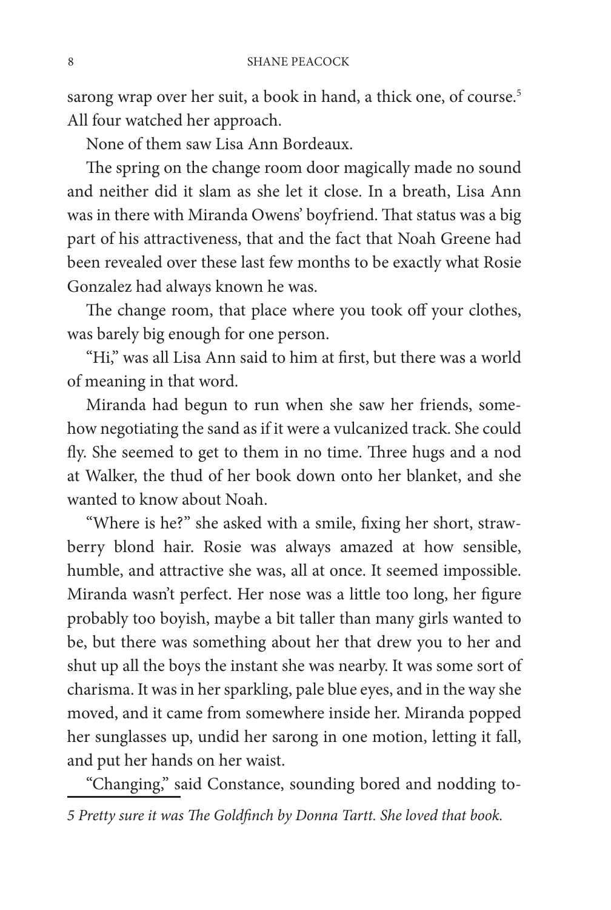sarong wrap over her suit, a book in hand, a thick one, of course.[5] All four watched her approach.

None of them saw Lisa Ann Bordeaux.

The spring on the change room door magically made no sound and neither did it slam as she let it close. In a breath, Lisa Ann was in there with Miranda Owens' boyfriend. That status was a big part of his attractiveness, that and the fact that Noah Greene had been revealed over these last few months to be exactly what Rosie Gonzalez had always known he was.

The change room, that place where you took off your clothes, was barely big enough for one person.

"Hi," was all Lisa Ann said to him at first, but there was a world of meaning in that word.

Miranda had begun to run when she saw her friends, somehow negotiating the sand as if it were a vulcanized track. She could fly. She seemed to get to them in no time. Three hugs and a nod at Walker, the thud of her book down onto her blanket, and she wanted to know about Noah.

"Where is he?" she asked with a smile, fixing her short, strawberry blond hair. Rosie was always amazed at how sensible, humble, and attractive she was, all at once. It seemed impossible. Miranda wasn't perfect. Her nose was a little too long, her figure probably too boyish, maybe a bit taller than many girls wanted to be, but there was something about her that drew you to her and shut up all the boys the instant she was nearby. It was some sort of charisma. It was in her sparkling, pale blue eyes, and in the way she moved, and it came from somewhere inside her. Miranda popped her sunglasses up, undid her sarong in one motion, letting it fall, and put her hands on her waist.

"Changing," said Constance, sounding bored and nodding to-

*5 Pretty sure it was The Goldfinch by Donna Tartt. She loved that book.*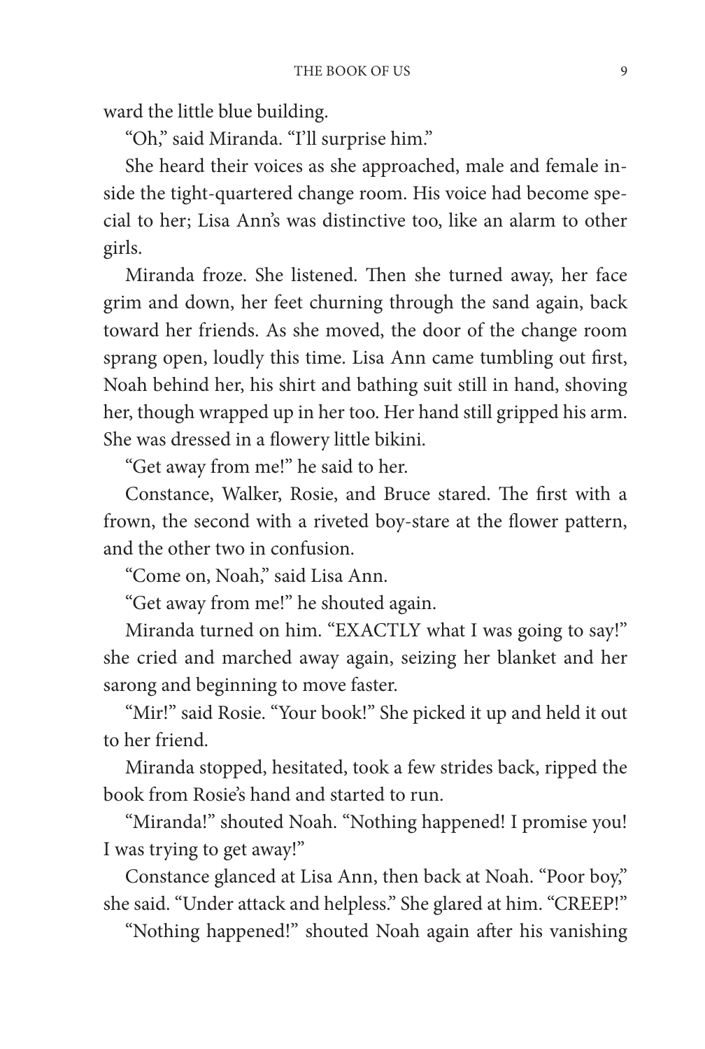ward the little blue building.

"Oh," said Miranda. "I'll surprise him."

She heard their voices as she approached, male and female inside the tight-quartered change room. His voice had become special to her; Lisa Ann's was distinctive too, like an alarm to other girls.

Miranda froze. She listened. Then she turned away, her face grim and down, her feet churning through the sand again, back toward her friends. As she moved, the door of the change room sprang open, loudly this time. Lisa Ann came tumbling out first, Noah behind her, his shirt and bathing suit still in hand, shoving her, though wrapped up in her too. Her hand still gripped his arm. She was dressed in a flowery little bikini.

"Get away from me!" he said to her.

Constance, Walker, Rosie, and Bruce stared. The first with a frown, the second with a riveted boy-stare at the flower pattern, and the other two in confusion.

"Come on, Noah," said Lisa Ann.

"Get away from me!" he shouted again.

Miranda turned on him. "EXACTLY what I was going to say!" she cried and marched away again, seizing her blanket and her sarong and beginning to move faster.

"Mir!" said Rosie. "Your book!" She picked it up and held it out to her friend.

Miranda stopped, hesitated, took a few strides back, ripped the book from Rosie's hand and started to run.

"Miranda!" shouted Noah. "Nothing happened! I promise you! I was trying to get away!"

Constance glanced at Lisa Ann, then back at Noah. "Poor boy," she said. "Under attack and helpless." She glared at him. "CREEP!"

"Nothing happened!" shouted Noah again after his vanishing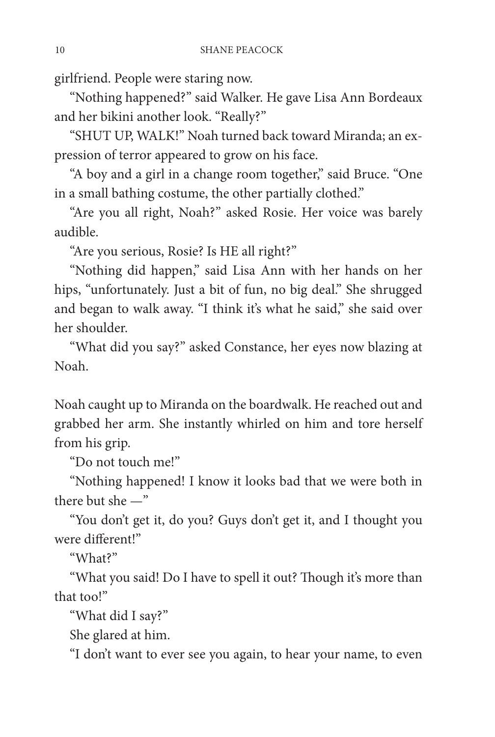girlfriend. People were staring now.

"Nothing happened?" said Walker. He gave Lisa Ann Bordeaux and her bikini another look. "Really?"

"SHUT UP, WALK!" Noah turned back toward Miranda; an expression of terror appeared to grow on his face.

"A boy and a girl in a change room together," said Bruce. "One in a small bathing costume, the other partially clothed."

"Are you all right, Noah?" asked Rosie. Her voice was barely audible.

"Are you serious, Rosie? Is HE all right?"

"Nothing did happen," said Lisa Ann with her hands on her hips, "unfortunately. Just a bit of fun, no big deal." She shrugged and began to walk away. "I think it's what he said," she said over her shoulder.

"What did you say?" asked Constance, her eyes now blazing at Noah.

Noah caught up to Miranda on the boardwalk. He reached out and grabbed her arm. She instantly whirled on him and tore herself from his grip.

"Do not touch me!"

"Nothing happened! I know it looks bad that we were both in there but she —"

"You don't get it, do you? Guys don't get it, and I thought you were different!"

"What?"

"What you said! Do I have to spell it out? Though it's more than that too!"

"What did I say?"

She glared at him.

"I don't want to ever see you again, to hear your name, to even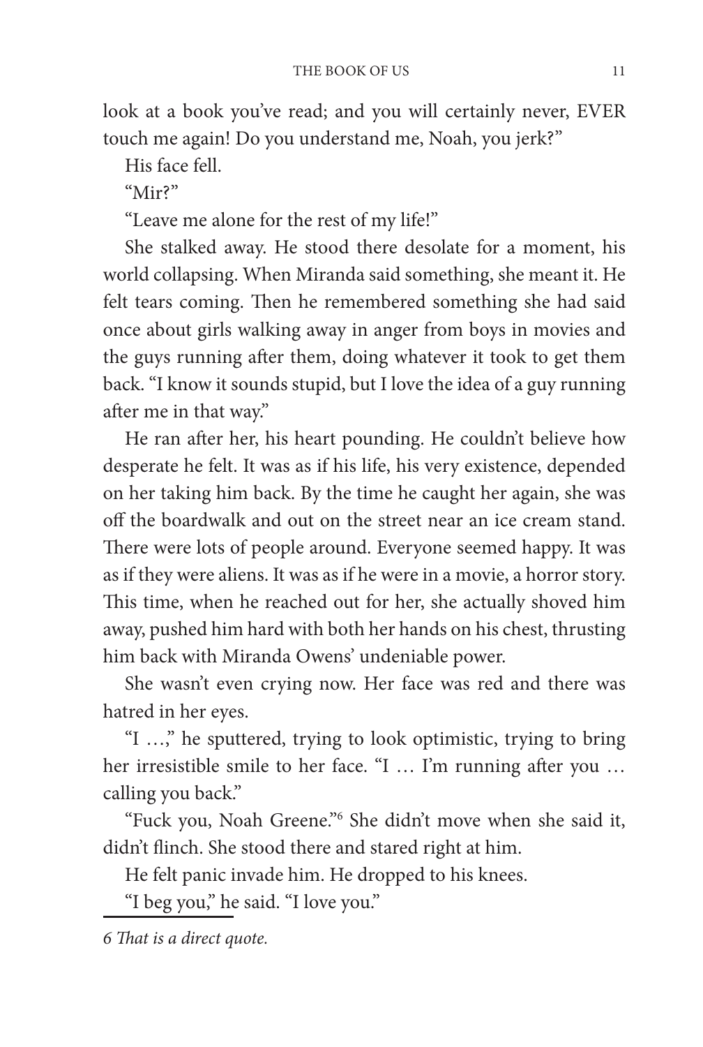look at a book you've read; and you will certainly never, EVER touch me again! Do you understand me, Noah, you jerk?"

His face fell.

"Mir?"

"Leave me alone for the rest of my life!"

She stalked away. He stood there desolate for a moment, his world collapsing. When Miranda said something, she meant it. He felt tears coming. Then he remembered something she had said once about girls walking away in anger from boys in movies and the guys running after them, doing whatever it took to get them back. "I know it sounds stupid, but I love the idea of a guy running after me in that way."

He ran after her, his heart pounding. He couldn't believe how desperate he felt. It was as if his life, his very existence, depended on her taking him back. By the time he caught her again, she was off the boardwalk and out on the street near an ice cream stand. There were lots of people around. Everyone seemed happy. It was as if they were aliens. It was as if he were in a movie, a horror story. This time, when he reached out for her, she actually shoved him away, pushed him hard with both her hands on his chest, thrusting him back with Miranda Owens' undeniable power.

She wasn't even crying now. Her face was red and there was hatred in her eyes.

"I …," he sputtered, trying to look optimistic, trying to bring her irresistible smile to her face. "I … I'm running after you … calling you back."

"Fuck you, Noah Greene."[6] She didn't move when she said it, didn't flinch. She stood there and stared right at him.

He felt panic invade him. He dropped to his knees.

"I beg you," he said. "I love you."

---

*6 That is a direct quote.*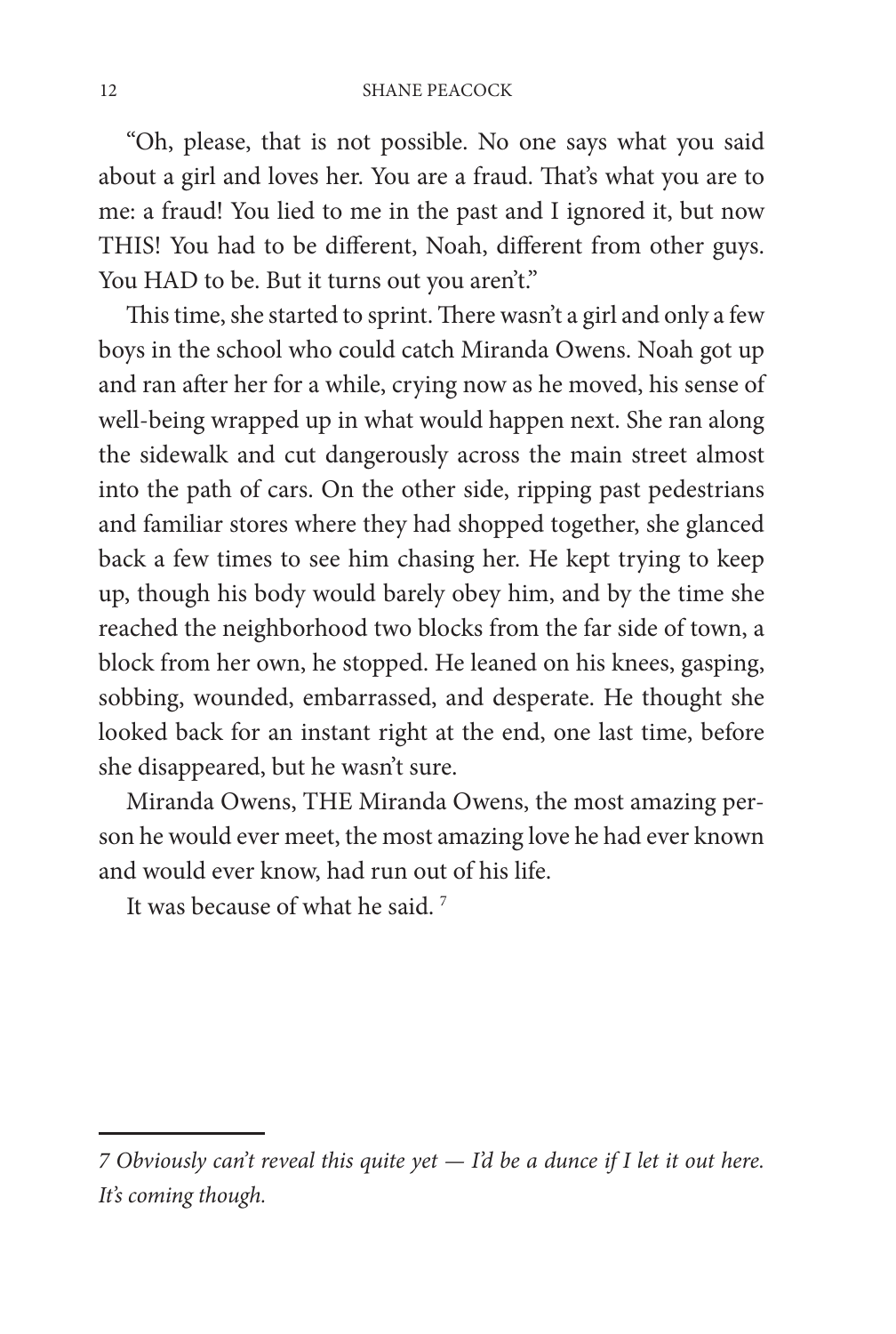"Oh, please, that is not possible. No one says what you said about a girl and loves her. You are a fraud. That's what you are to me: a fraud! You lied to me in the past and I ignored it, but now THIS! You had to be different, Noah, different from other guys. You HAD to be. But it turns out you aren't."

This time, she started to sprint. There wasn't a girl and only a few boys in the school who could catch Miranda Owens. Noah got up and ran after her for a while, crying now as he moved, his sense of well-being wrapped up in what would happen next. She ran along the sidewalk and cut dangerously across the main street almost into the path of cars. On the other side, ripping past pedestrians and familiar stores where they had shopped together, she glanced back a few times to see him chasing her. He kept trying to keep up, though his body would barely obey him, and by the time she reached the neighborhood two blocks from the far side of town, a block from her own, he stopped. He leaned on his knees, gasping, sobbing, wounded, embarrassed, and desperate. He thought she looked back for an instant right at the end, one last time, before she disappeared, but he wasn't sure.

Miranda Owens, THE Miranda Owens, the most amazing person he would ever meet, the most amazing love he had ever known and would ever know, had run out of his life.

It was because of what he said. [7]

---

*7 Obviously can't reveal this quite yet — I'd be a dunce if I let it out here. It's coming though.*